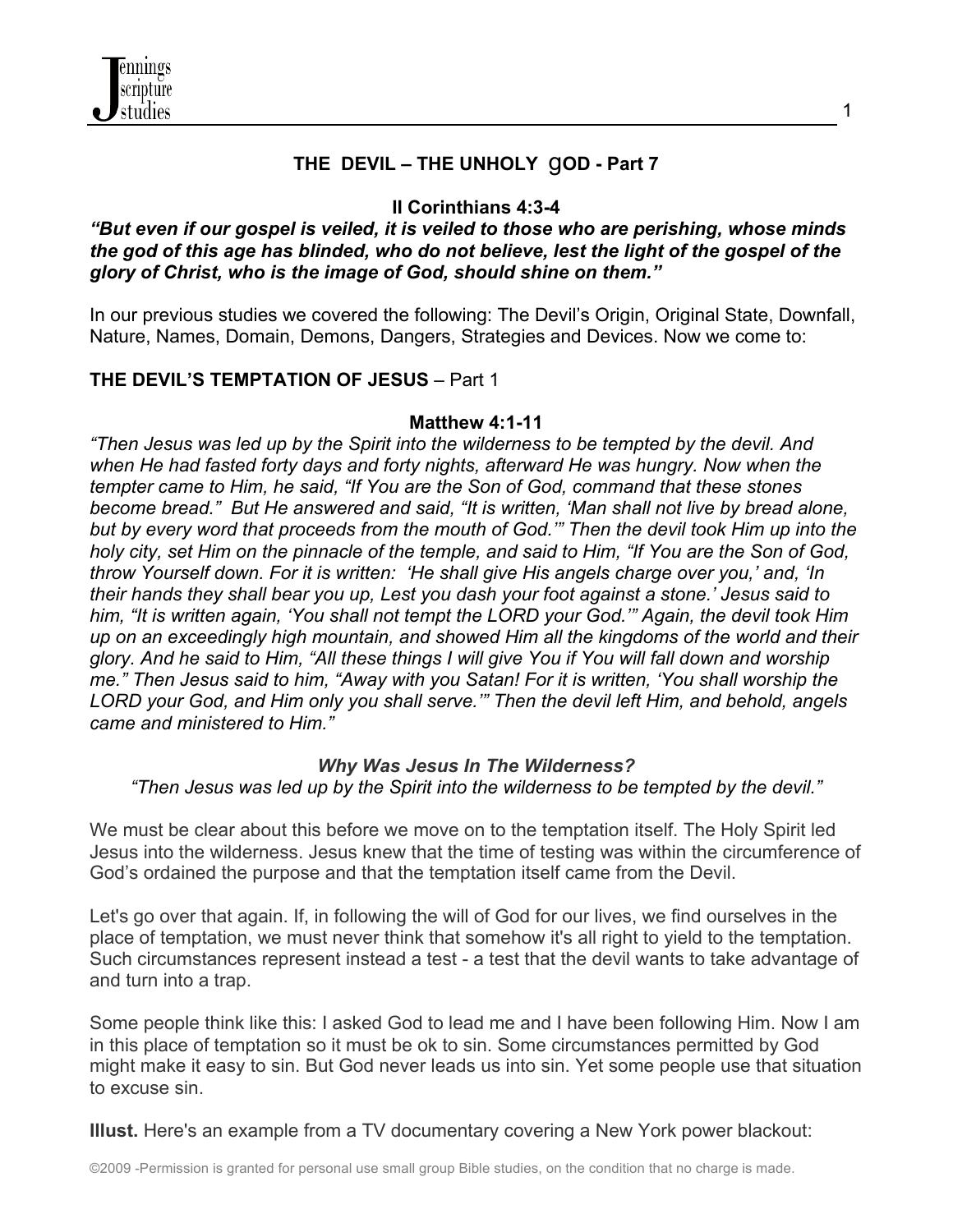# THE DEVIL – THE UNHOLY gOD - Part 7

**II Corinthians 4:3-4**

***"But even if our gospel is veiled, it is veiled to those who are perishing, whose minds the god of this age has blinded, who do not believe, lest the light of the gospel of the glory of Christ, who is the image of God, should shine on them."***

In our previous studies we covered the following: The Devil's Origin, Original State, Downfall, Nature, Names, Domain, Demons, Dangers, Strategies and Devices. Now we come to:

## THE DEVIL'S TEMPTATION OF JESUS – Part 1

**Matthew 4:1-11**

*"Then Jesus was led up by the Spirit into the wilderness to be tempted by the devil. And when He had fasted forty days and forty nights, afterward He was hungry. Now when the tempter came to Him, he said, "If You are the Son of God, command that these stones become bread." But He answered and said, "It is written, 'Man shall not live by bread alone, but by every word that proceeds from the mouth of God.'" Then the devil took Him up into the holy city, set Him on the pinnacle of the temple, and said to Him, "If You are the Son of God, throw Yourself down. For it is written: 'He shall give His angels charge over you,' and, 'In their hands they shall bear you up, Lest you dash your foot against a stone.' Jesus said to him, "It is written again, 'You shall not tempt the LORD your God.'" Again, the devil took Him up on an exceedingly high mountain, and showed Him all the kingdoms of the world and their glory. And he said to Him, "All these things I will give You if You will fall down and worship me." Then Jesus said to him, "Away with you Satan! For it is written, 'You shall worship the LORD your God, and Him only you shall serve.'" Then the devil left Him, and behold, angels came and ministered to Him."*

### *Why Was Jesus In The Wilderness?*

*"Then Jesus was led up by the Spirit into the wilderness to be tempted by the devil."*

We must be clear about this before we move on to the temptation itself. The Holy Spirit led Jesus into the wilderness. Jesus knew that the time of testing was within the circumference of God's ordained the purpose and that the temptation itself came from the Devil.

Let's go over that again. If, in following the will of God for our lives, we find ourselves in the place of temptation, we must never think that somehow it's all right to yield to the temptation. Such circumstances represent instead a test - a test that the devil wants to take advantage of and turn into a trap.

Some people think like this: I asked God to lead me and I have been following Him. Now I am in this place of temptation so it must be ok to sin. Some circumstances permitted by God might make it easy to sin. But God never leads us into sin. Yet some people use that situation to excuse sin.

**Illust.** Here's an example from a TV documentary covering a New York power blackout:

©2009 -Permission is granted for personal use small group Bible studies, on the condition that no charge is made.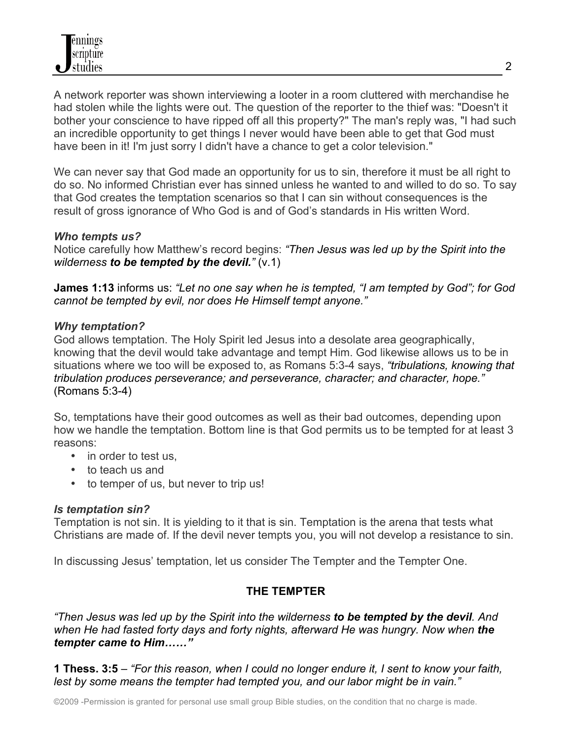A network reporter was shown interviewing a looter in a room cluttered with merchandise he had stolen while the lights were out. The question of the reporter to the thief was: "Doesn't it bother your conscience to have ripped off all this property?" The man's reply was, "I had such an incredible opportunity to get things I never would have been able to get that God must have been in it! I'm just sorry I didn't have a chance to get a color television."

We can never say that God made an opportunity for us to sin, therefore it must be all right to do so. No informed Christian ever has sinned unless he wanted to and willed to do so. To say that God creates the temptation scenarios so that I can sin without consequences is the result of gross ignorance of Who God is and of God's standards in His written Word.

***Who tempts us?***
Notice carefully how Matthew's record begins: *"Then Jesus was led up by the Spirit into the wilderness **to be tempted by the devil.**"* (v.1)

**James 1:13** informs us: *"Let no one say when he is tempted, "I am tempted by God"; for God cannot be tempted by evil, nor does He Himself tempt anyone."*

***Why temptation?***
God allows temptation. The Holy Spirit led Jesus into a desolate area geographically, knowing that the devil would take advantage and tempt Him. God likewise allows us to be in situations where we too will be exposed to, as Romans 5:3-4 says, *"tribulations, knowing that tribulation produces perseverance; and perseverance, character; and character, hope."* (Romans 5:3-4)

So, temptations have their good outcomes as well as their bad outcomes, depending upon how we handle the temptation. Bottom line is that God permits us to be tempted for at least 3 reasons:

- in order to test us,
- to teach us and
- to temper of us, but never to trip us!

***Is temptation sin?***
Temptation is not sin. It is yielding to it that is sin. Temptation is the arena that tests what Christians are made of. If the devil never tempts you, you will not develop a resistance to sin.

In discussing Jesus' temptation, let us consider The Tempter and the Tempter One.

## THE TEMPTER

*"Then Jesus was led up by the Spirit into the wilderness **to be tempted by the devil**. And when He had fasted forty days and forty nights, afterward He was hungry. Now when **the tempter came to Him……"***

**1 Thess. 3:5** – *"For this reason, when I could no longer endure it, I sent to know your faith, lest by some means the tempter had tempted you, and our labor might be in vain."*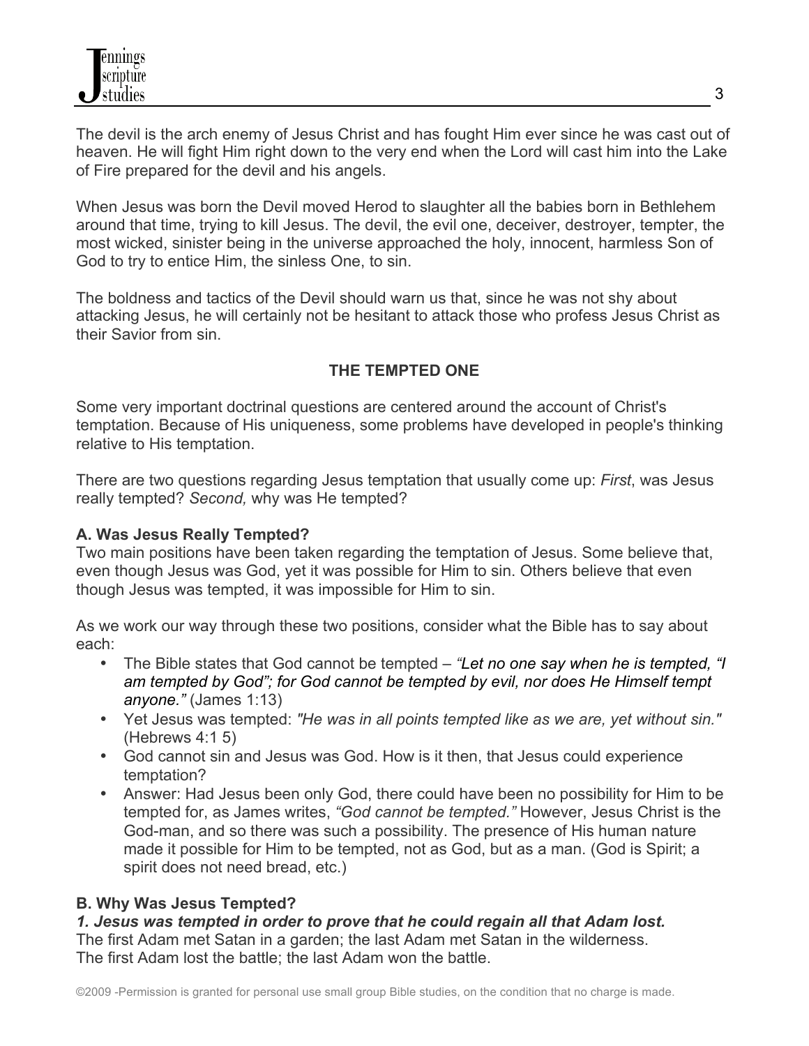The devil is the arch enemy of Jesus Christ and has fought Him ever since he was cast out of heaven. He will fight Him right down to the very end when the Lord will cast him into the Lake of Fire prepared for the devil and his angels.

When Jesus was born the Devil moved Herod to slaughter all the babies born in Bethlehem around that time, trying to kill Jesus. The devil, the evil one, deceiver, destroyer, tempter, the most wicked, sinister being in the universe approached the holy, innocent, harmless Son of God to try to entice Him, the sinless One, to sin.

The boldness and tactics of the Devil should warn us that, since he was not shy about attacking Jesus, he will certainly not be hesitant to attack those who profess Jesus Christ as their Savior from sin.

## THE TEMPTED ONE

Some very important doctrinal questions are centered around the account of Christ's temptation. Because of His uniqueness, some problems have developed in people's thinking relative to His temptation.

There are two questions regarding Jesus temptation that usually come up: *First*, was Jesus really tempted? *Second,* why was He tempted?

### A. Was Jesus Really Tempted?

Two main positions have been taken regarding the temptation of Jesus. Some believe that, even though Jesus was God, yet it was possible for Him to sin. Others believe that even though Jesus was tempted, it was impossible for Him to sin.

As we work our way through these two positions, consider what the Bible has to say about each:

- The Bible states that God cannot be tempted – ***"Let no one say when he is tempted, "I am tempted by God"; for God cannot be tempted by evil, nor does He Himself tempt anyone."*** (James 1:13)
- Yet Jesus was tempted: *"He was in all points tempted like as we are, yet without sin."* (Hebrews 4:1 5)
- God cannot sin and Jesus was God. How is it then, that Jesus could experience temptation?
- Answer: Had Jesus been only God, there could have been no possibility for Him to be tempted for, as James writes, *"God cannot be tempted."* However, Jesus Christ is the God-man, and so there was such a possibility. The presence of His human nature made it possible for Him to be tempted, not as God, but as a man. (God is Spirit; a spirit does not need bread, etc.)

### B. Why Was Jesus Tempted?

***1. Jesus was tempted in order to prove that he could regain all that Adam lost.***
The first Adam met Satan in a garden; the last Adam met Satan in the wilderness.
The first Adam lost the battle; the last Adam won the battle.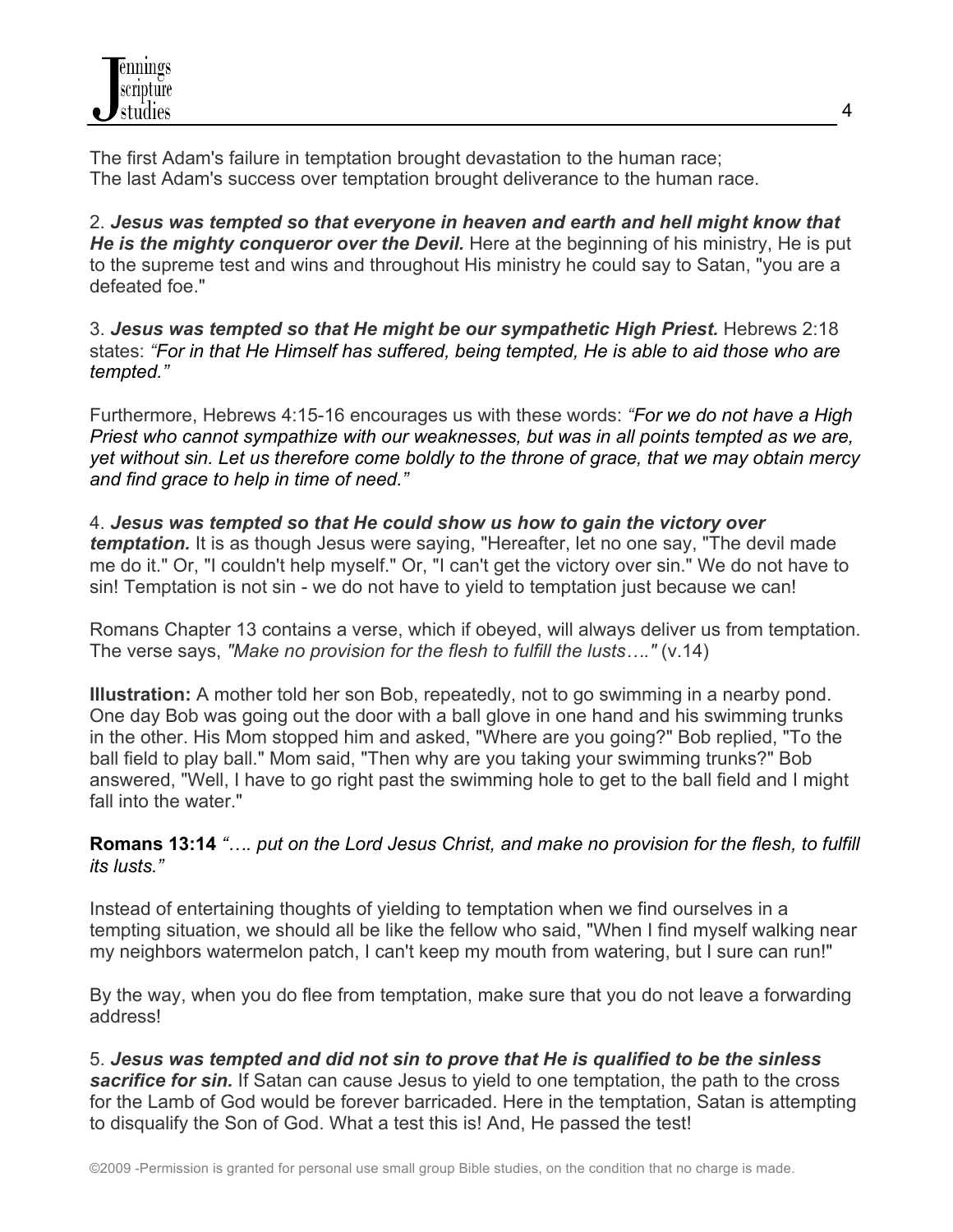The first Adam's failure in temptation brought devastation to the human race;
The last Adam's success over temptation brought deliverance to the human race.

2. ***Jesus was tempted so that everyone in heaven and earth and hell might know that He is the mighty conqueror over the Devil.*** Here at the beginning of his ministry, He is put to the supreme test and wins and throughout His ministry he could say to Satan, "you are a defeated foe."

3. ***Jesus was tempted so that He might be our sympathetic High Priest.*** Hebrews 2:18 states: *"For in that He Himself has suffered, being tempted, He is able to aid those who are tempted."*

Furthermore, Hebrews 4:15-16 encourages us with these words: *"For we do not have a High Priest who cannot sympathize with our weaknesses, but was in all points tempted as we are, yet without sin. Let us therefore come boldly to the throne of grace, that we may obtain mercy and find grace to help in time of need."*

4. ***Jesus was tempted so that He could show us how to gain the victory over temptation.*** It is as though Jesus were saying, "Hereafter, let no one say, "The devil made me do it." Or, "I couldn't help myself." Or, "I can't get the victory over sin." We do not have to sin! Temptation is not sin - we do not have to yield to temptation just because we can!

Romans Chapter 13 contains a verse, which if obeyed, will always deliver us from temptation. The verse says, *"Make no provision for the flesh to fulfill the lusts…."* (v.14)

**Illustration:** A mother told her son Bob, repeatedly, not to go swimming in a nearby pond. One day Bob was going out the door with a ball glove in one hand and his swimming trunks in the other. His Mom stopped him and asked, "Where are you going?" Bob replied, "To the ball field to play ball." Mom said, "Then why are you taking your swimming trunks?" Bob answered, "Well, I have to go right past the swimming hole to get to the ball field and I might fall into the water."

**Romans 13:14** *"…. put on the Lord Jesus Christ, and make no provision for the flesh, to fulfill its lusts."*

Instead of entertaining thoughts of yielding to temptation when we find ourselves in a tempting situation, we should all be like the fellow who said, "When I find myself walking near my neighbors watermelon patch, I can't keep my mouth from watering, but I sure can run!"

By the way, when you do flee from temptation, make sure that you do not leave a forwarding address!

5. ***Jesus was tempted and did not sin to prove that He is qualified to be the sinless sacrifice for sin.*** If Satan can cause Jesus to yield to one temptation, the path to the cross for the Lamb of God would be forever barricaded. Here in the temptation, Satan is attempting to disqualify the Son of God. What a test this is! And, He passed the test!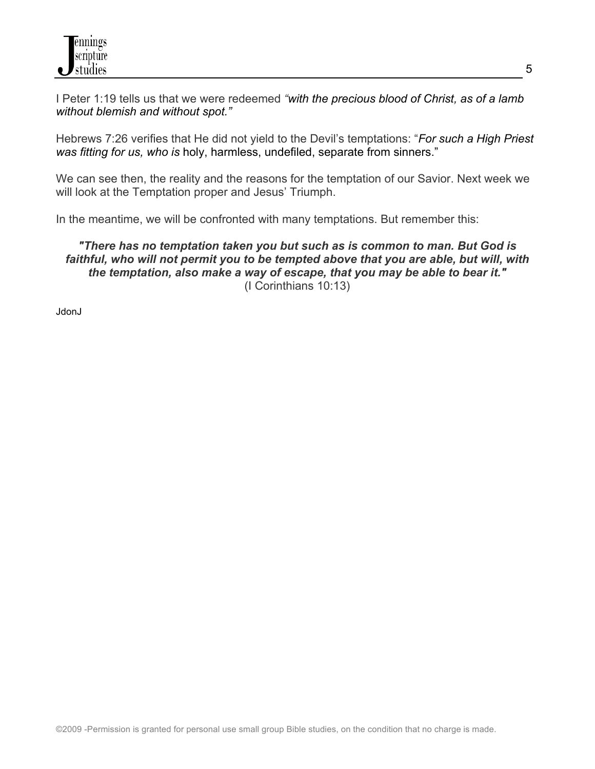I Peter 1:19 tells us that we were redeemed *"with the precious blood of Christ, as of a lamb without blemish and without spot."*

Hebrews 7:26 verifies that He did not yield to the Devil's temptations: "*For such a High Priest was fitting for us, who is* holy, harmless, undefiled, separate from sinners."

We can see then, the reality and the reasons for the temptation of our Savior. Next week we will look at the Temptation proper and Jesus' Triumph.

In the meantime, we will be confronted with many temptations. But remember this:

***"There has no temptation taken you but such as is common to man. But God is faithful, who will not permit you to be tempted above that you are able, but will, with the temptation, also make a way of escape, that you may be able to bear it."***
(I Corinthians 10:13)

JdonJ

©2009 -Permission is granted for personal use small group Bible studies, on the condition that no charge is made.